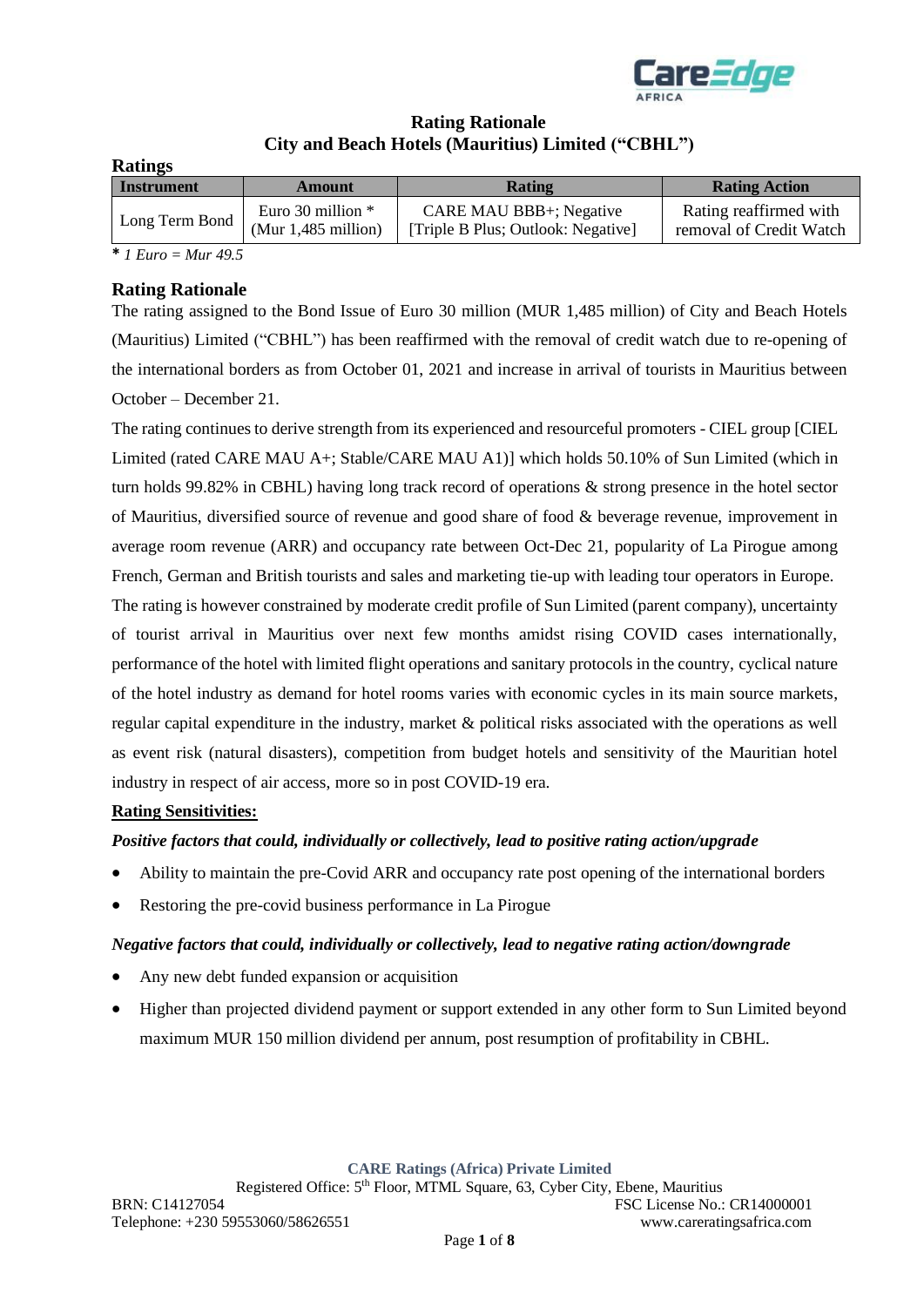# Rating Rationale

## City and Beach Hotels (Mauritius) Limited ("CBHL")

**Ratings**

| Instrument | Amount | Rating | Rating Action |
|---|---|---|---|
| Long Term Bond | Euro 30 million * (Mur 1,485 million) | CARE MAU BBB+; Negative [Triple B Plus; Outlook: Negative] | Rating reaffirmed with removal of Credit Watch |

**\*** *1 Euro = Mur 49.5*

## Rating Rationale

The rating assigned to the Bond Issue of Euro 30 million (MUR 1,485 million) of City and Beach Hotels (Mauritius) Limited ("CBHL") has been reaffirmed with the removal of credit watch due to re-opening of the international borders as from October 01, 2021 and increase in arrival of tourists in Mauritius between October – December 21.

The rating continues to derive strength from its experienced and resourceful promoters - CIEL group [CIEL Limited (rated CARE MAU A+; Stable/CARE MAU A1)] which holds 50.10% of Sun Limited (which in turn holds 99.82% in CBHL) having long track record of operations & strong presence in the hotel sector of Mauritius, diversified source of revenue and good share of food & beverage revenue, improvement in average room revenue (ARR) and occupancy rate between Oct-Dec 21, popularity of La Pirogue among French, German and British tourists and sales and marketing tie-up with leading tour operators in Europe.

The rating is however constrained by moderate credit profile of Sun Limited (parent company), uncertainty of tourist arrival in Mauritius over next few months amidst rising COVID cases internationally, performance of the hotel with limited flight operations and sanitary protocols in the country, cyclical nature of the hotel industry as demand for hotel rooms varies with economic cycles in its main source markets, regular capital expenditure in the industry, market & political risks associated with the operations as well as event risk (natural disasters), competition from budget hotels and sensitivity of the Mauritian hotel industry in respect of air access, more so in post COVID-19 era.

**Rating Sensitivities:**

***Positive factors that could, individually or collectively, lead to positive rating action/upgrade***

- Ability to maintain the pre-Covid ARR and occupancy rate post opening of the international borders
- Restoring the pre-covid business performance in La Pirogue

***Negative factors that could, individually or collectively, lead to negative rating action/downgrade***

- Any new debt funded expansion or acquisition
- Higher than projected dividend payment or support extended in any other form to Sun Limited beyond maximum MUR 150 million dividend per annum, post resumption of profitability in CBHL.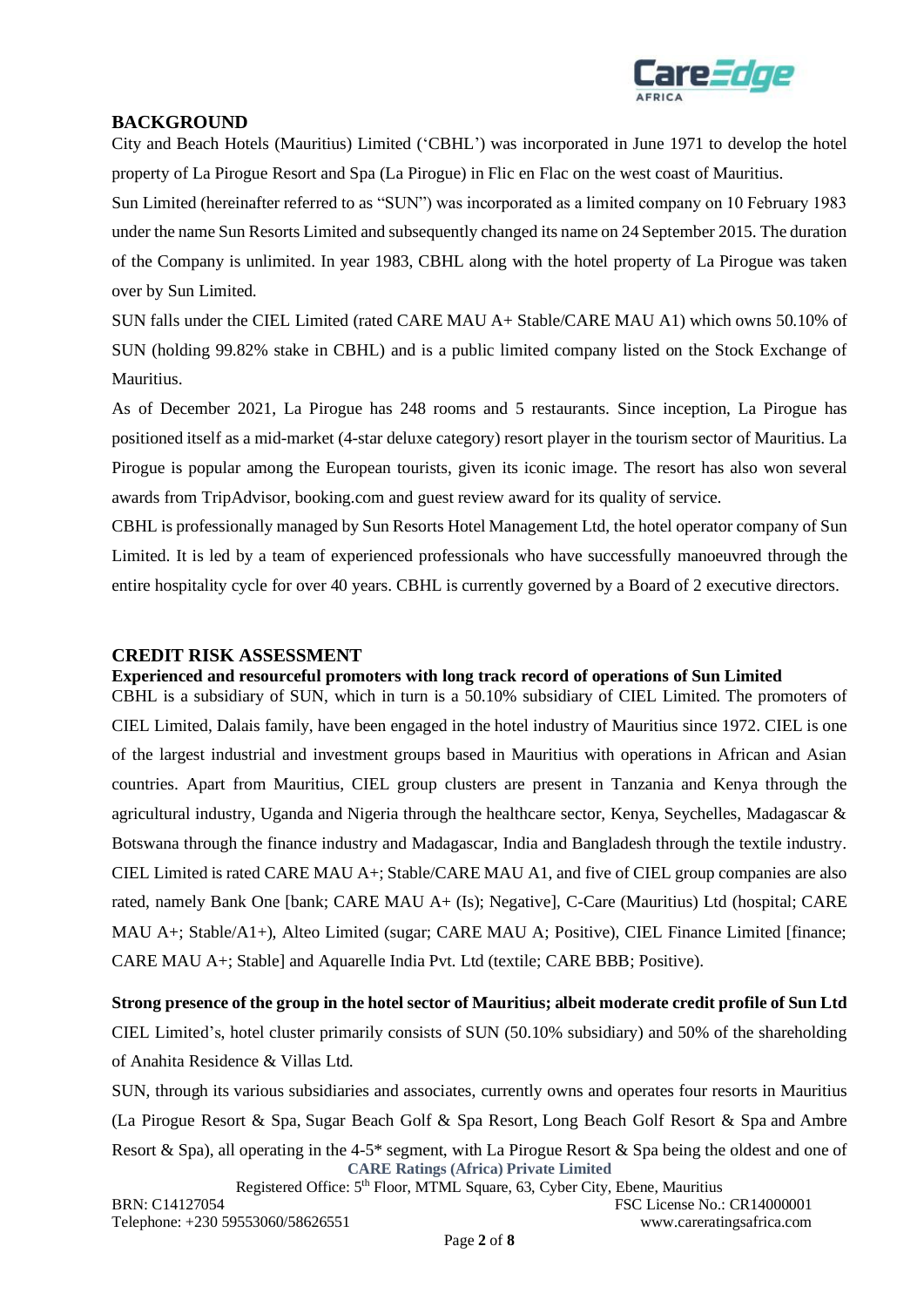## BACKGROUND

City and Beach Hotels (Mauritius) Limited ('CBHL') was incorporated in June 1971 to develop the hotel property of La Pirogue Resort and Spa (La Pirogue) in Flic en Flac on the west coast of Mauritius.

Sun Limited (hereinafter referred to as "SUN") was incorporated as a limited company on 10 February 1983 under the name Sun Resorts Limited and subsequently changed its name on 24 September 2015. The duration of the Company is unlimited. In year 1983, CBHL along with the hotel property of La Pirogue was taken over by Sun Limited.

SUN falls under the CIEL Limited (rated CARE MAU A+ Stable/CARE MAU A1) which owns 50.10% of SUN (holding 99.82% stake in CBHL) and is a public limited company listed on the Stock Exchange of Mauritius.

As of December 2021, La Pirogue has 248 rooms and 5 restaurants. Since inception, La Pirogue has positioned itself as a mid-market (4-star deluxe category) resort player in the tourism sector of Mauritius. La Pirogue is popular among the European tourists, given its iconic image. The resort has also won several awards from TripAdvisor, booking.com and guest review award for its quality of service.

CBHL is professionally managed by Sun Resorts Hotel Management Ltd, the hotel operator company of Sun Limited. It is led by a team of experienced professionals who have successfully manoeuvred through the entire hospitality cycle for over 40 years. CBHL is currently governed by a Board of 2 executive directors.

## CREDIT RISK ASSESSMENT

**Experienced and resourceful promoters with long track record of operations of Sun Limited**

CBHL is a subsidiary of SUN, which in turn is a 50.10% subsidiary of CIEL Limited. The promoters of CIEL Limited, Dalais family, have been engaged in the hotel industry of Mauritius since 1972. CIEL is one of the largest industrial and investment groups based in Mauritius with operations in African and Asian countries. Apart from Mauritius, CIEL group clusters are present in Tanzania and Kenya through the agricultural industry, Uganda and Nigeria through the healthcare sector, Kenya, Seychelles, Madagascar & Botswana through the finance industry and Madagascar, India and Bangladesh through the textile industry. CIEL Limited is rated CARE MAU A+; Stable/CARE MAU A1, and five of CIEL group companies are also rated, namely Bank One [bank; CARE MAU A+ (Is); Negative], C-Care (Mauritius) Ltd (hospital; CARE MAU A+; Stable/A1+), Alteo Limited (sugar; CARE MAU A; Positive), CIEL Finance Limited [finance; CARE MAU A+; Stable] and Aquarelle India Pvt. Ltd (textile; CARE BBB; Positive).

**Strong presence of the group in the hotel sector of Mauritius; albeit moderate credit profile of Sun Ltd**

CIEL Limited's, hotel cluster primarily consists of SUN (50.10% subsidiary) and 50% of the shareholding of Anahita Residence & Villas Ltd.

SUN, through its various subsidiaries and associates, currently owns and operates four resorts in Mauritius (La Pirogue Resort & Spa, Sugar Beach Golf & Spa Resort, Long Beach Golf Resort & Spa and Ambre Resort & Spa), all operating in the 4-5* segment, with La Pirogue Resort & Spa being the oldest and one of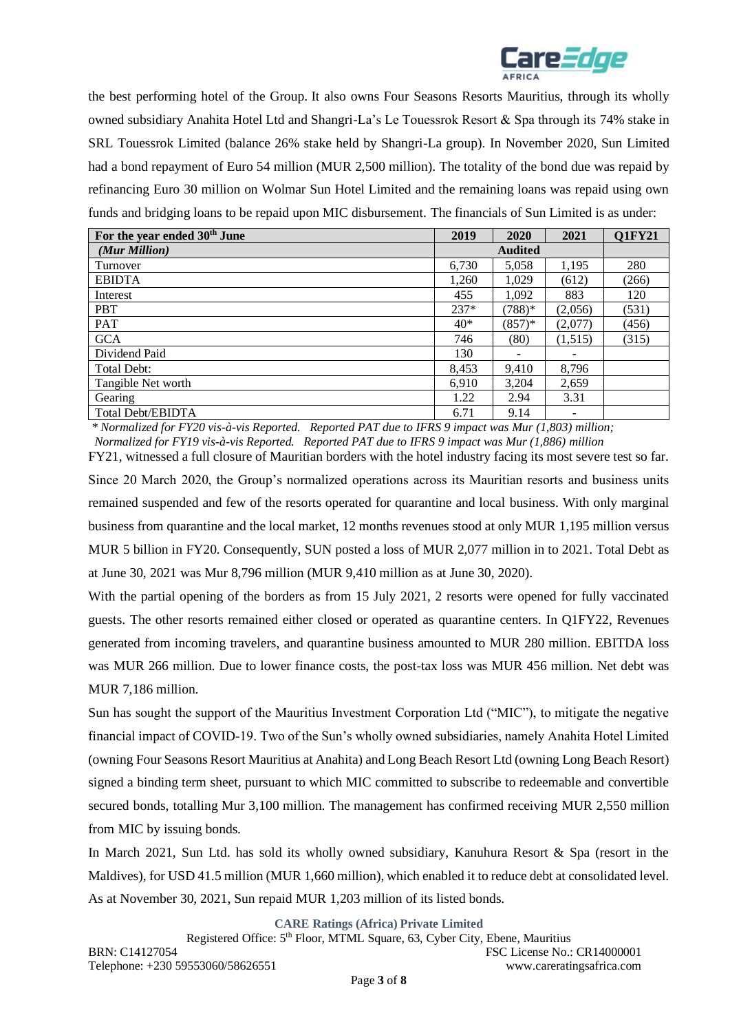the best performing hotel of the Group. It also owns Four Seasons Resorts Mauritius, through its wholly owned subsidiary Anahita Hotel Ltd and Shangri-La's Le Touessrok Resort & Spa through its 74% stake in SRL Touessrok Limited (balance 26% stake held by Shangri-La group). In November 2020, Sun Limited had a bond repayment of Euro 54 million (MUR 2,500 million). The totality of the bond due was repaid by refinancing Euro 30 million on Wolmar Sun Hotel Limited and the remaining loans was repaid using own funds and bridging loans to be repaid upon MIC disbursement. The financials of Sun Limited is as under:

| For the year ended 30th June | 2019 | 2020 | 2021 | Q1FY21 |
|---|---|---|---|---|
| *(Mur Million)* | | Audited | | |
| Turnover | 6,730 | 5,058 | 1,195 | 280 |
| EBIDTA | 1,260 | 1,029 | (612) | (266) |
| Interest | 455 | 1,092 | 883 | 120 |
| PBT | 237* | (788)* | (2,056) | (531) |
| PAT | 40* | (857)* | (2,077) | (456) |
| GCA | 746 | (80) | (1,515) | (315) |
| Dividend Paid | 130 | - | - | |
| Total Debt: | 8,453 | 9,410 | 8,796 | |
| Tangible Net worth | 6,910 | 3,204 | 2,659 | |
| Gearing | 1.22 | 2.94 | 3.31 | |
| Total Debt/EBIDTA | 6.71 | 9.14 | - | |

*\* Normalized for FY20 vis-à-vis Reported. Reported PAT due to IFRS 9 impact was Mur (1,803) million;*
*Normalized for FY19 vis-à-vis Reported. Reported PAT due to IFRS 9 impact was Mur (1,886) million*

FY21, witnessed a full closure of Mauritian borders with the hotel industry facing its most severe test so far. Since 20 March 2020, the Group's normalized operations across its Mauritian resorts and business units remained suspended and few of the resorts operated for quarantine and local business. With only marginal business from quarantine and the local market, 12 months revenues stood at only MUR 1,195 million versus MUR 5 billion in FY20. Consequently, SUN posted a loss of MUR 2,077 million in to 2021. Total Debt as at June 30, 2021 was Mur 8,796 million (MUR 9,410 million as at June 30, 2020).

With the partial opening of the borders as from 15 July 2021, 2 resorts were opened for fully vaccinated guests. The other resorts remained either closed or operated as quarantine centers. In Q1FY22, Revenues generated from incoming travelers, and quarantine business amounted to MUR 280 million. EBITDA loss was MUR 266 million. Due to lower finance costs, the post-tax loss was MUR 456 million. Net debt was MUR 7,186 million.

Sun has sought the support of the Mauritius Investment Corporation Ltd ("MIC"), to mitigate the negative financial impact of COVID-19. Two of the Sun's wholly owned subsidiaries, namely Anahita Hotel Limited (owning Four Seasons Resort Mauritius at Anahita) and Long Beach Resort Ltd (owning Long Beach Resort) signed a binding term sheet, pursuant to which MIC committed to subscribe to redeemable and convertible secured bonds, totalling Mur 3,100 million. The management has confirmed receiving MUR 2,550 million from MIC by issuing bonds.

In March 2021, Sun Ltd. has sold its wholly owned subsidiary, Kanuhura Resort & Spa (resort in the Maldives), for USD 41.5 million (MUR 1,660 million), which enabled it to reduce debt at consolidated level. As at November 30, 2021, Sun repaid MUR 1,203 million of its listed bonds.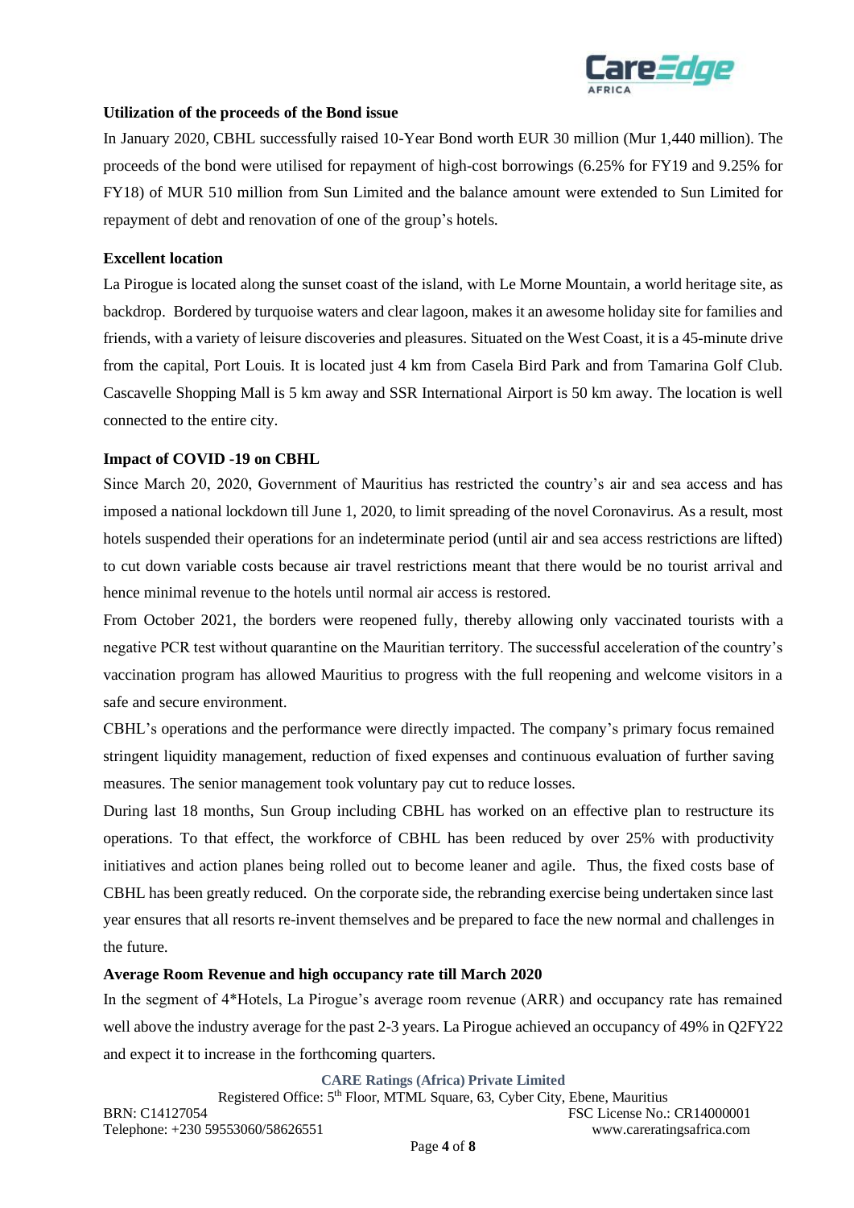**Utilization of the proceeds of the Bond issue**

In January 2020, CBHL successfully raised 10-Year Bond worth EUR 30 million (Mur 1,440 million). The proceeds of the bond were utilised for repayment of high-cost borrowings (6.25% for FY19 and 9.25% for FY18) of MUR 510 million from Sun Limited and the balance amount were extended to Sun Limited for repayment of debt and renovation of one of the group's hotels.

**Excellent location**

La Pirogue is located along the sunset coast of the island, with Le Morne Mountain, a world heritage site, as backdrop. Bordered by turquoise waters and clear lagoon, makes it an awesome holiday site for families and friends, with a variety of leisure discoveries and pleasures. Situated on the West Coast, it is a 45-minute drive from the capital, Port Louis. It is located just 4 km from Casela Bird Park and from Tamarina Golf Club. Cascavelle Shopping Mall is 5 km away and SSR International Airport is 50 km away. The location is well connected to the entire city.

**Impact of COVID -19 on CBHL**

Since March 20, 2020, Government of Mauritius has restricted the country's air and sea access and has imposed a national lockdown till June 1, 2020, to limit spreading of the novel Coronavirus. As a result, most hotels suspended their operations for an indeterminate period (until air and sea access restrictions are lifted) to cut down variable costs because air travel restrictions meant that there would be no tourist arrival and hence minimal revenue to the hotels until normal air access is restored.

From October 2021, the borders were reopened fully, thereby allowing only vaccinated tourists with a negative PCR test without quarantine on the Mauritian territory. The successful acceleration of the country's vaccination program has allowed Mauritius to progress with the full reopening and welcome visitors in a safe and secure environment.

CBHL's operations and the performance were directly impacted. The company's primary focus remained stringent liquidity management, reduction of fixed expenses and continuous evaluation of further saving measures. The senior management took voluntary pay cut to reduce losses.

During last 18 months, Sun Group including CBHL has worked on an effective plan to restructure its operations. To that effect, the workforce of CBHL has been reduced by over 25% with productivity initiatives and action planes being rolled out to become leaner and agile. Thus, the fixed costs base of CBHL has been greatly reduced. On the corporate side, the rebranding exercise being undertaken since last year ensures that all resorts re-invent themselves and be prepared to face the new normal and challenges in the future.

**Average Room Revenue and high occupancy rate till March 2020**

In the segment of 4*Hotels, La Pirogue's average room revenue (ARR) and occupancy rate has remained well above the industry average for the past 2-3 years. La Pirogue achieved an occupancy of 49% in Q2FY22 and expect it to increase in the forthcoming quarters.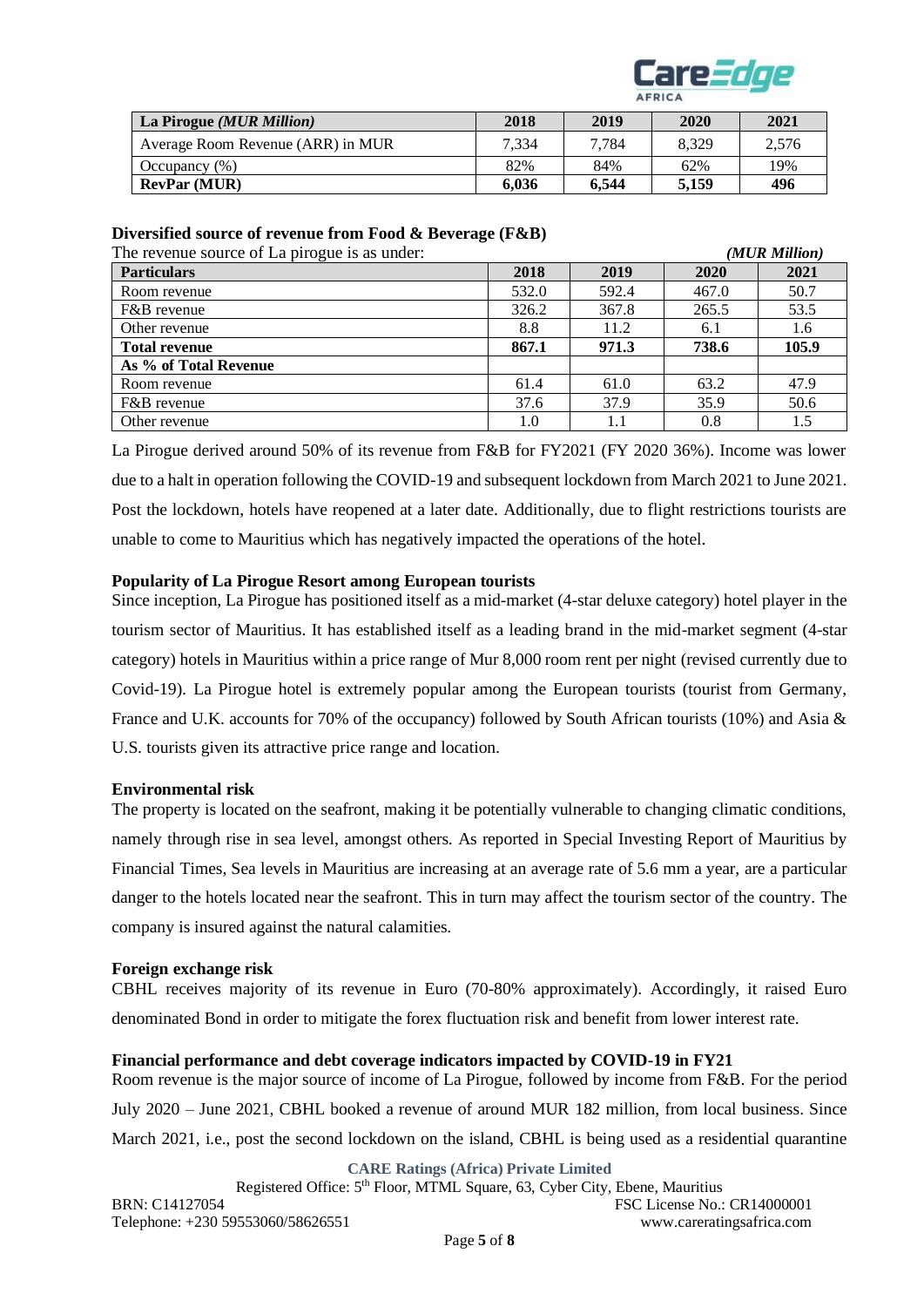| La Pirogue *(MUR Million)* | 2018 | 2019 | 2020 | 2021 |
|---|---|---|---|---|
| Average Room Revenue (ARR) in MUR | 7,334 | 7,784 | 8,329 | 2,576 |
| Occupancy (%) | 82% | 84% | 62% | 19% |
| **RevPar (MUR)** | **6,036** | **6,544** | **5,159** | **496** |

### Diversified source of revenue from Food & Beverage (F&B)

The revenue source of La pirogue is as under: *(MUR Million)*

| Particulars | 2018 | 2019 | 2020 | 2021 |
|---|---|---|---|---|
| Room revenue | 532.0 | 592.4 | 467.0 | 50.7 |
| F&B revenue | 326.2 | 367.8 | 265.5 | 53.5 |
| Other revenue | 8.8 | 11.2 | 6.1 | 1.6 |
| **Total revenue** | **867.1** | **971.3** | **738.6** | **105.9** |
| **As % of Total Revenue** | | | | |
| Room revenue | 61.4 | 61.0 | 63.2 | 47.9 |
| F&B revenue | 37.6 | 37.9 | 35.9 | 50.6 |
| Other revenue | 1.0 | 1.1 | 0.8 | 1.5 |

La Pirogue derived around 50% of its revenue from F&B for FY2021 (FY 2020 36%). Income was lower due to a halt in operation following the COVID-19 and subsequent lockdown from March 2021 to June 2021. Post the lockdown, hotels have reopened at a later date. Additionally, due to flight restrictions tourists are unable to come to Mauritius which has negatively impacted the operations of the hotel.

### Popularity of La Pirogue Resort among European tourists

Since inception, La Pirogue has positioned itself as a mid-market (4-star deluxe category) hotel player in the tourism sector of Mauritius. It has established itself as a leading brand in the mid-market segment (4-star category) hotels in Mauritius within a price range of Mur 8,000 room rent per night (revised currently due to Covid-19). La Pirogue hotel is extremely popular among the European tourists (tourist from Germany, France and U.K. accounts for 70% of the occupancy) followed by South African tourists (10%) and Asia & U.S. tourists given its attractive price range and location.

### Environmental risk

The property is located on the seafront, making it be potentially vulnerable to changing climatic conditions, namely through rise in sea level, amongst others. As reported in Special Investing Report of Mauritius by Financial Times, Sea levels in Mauritius are increasing at an average rate of 5.6 mm a year, are a particular danger to the hotels located near the seafront. This in turn may affect the tourism sector of the country. The company is insured against the natural calamities.

### Foreign exchange risk

CBHL receives majority of its revenue in Euro (70-80% approximately). Accordingly, it raised Euro denominated Bond in order to mitigate the forex fluctuation risk and benefit from lower interest rate.

### Financial performance and debt coverage indicators impacted by COVID-19 in FY21

Room revenue is the major source of income of La Pirogue, followed by income from F&B. For the period July 2020 – June 2021, CBHL booked a revenue of around MUR 182 million, from local business. Since March 2021, i.e., post the second lockdown on the island, CBHL is being used as a residential quarantine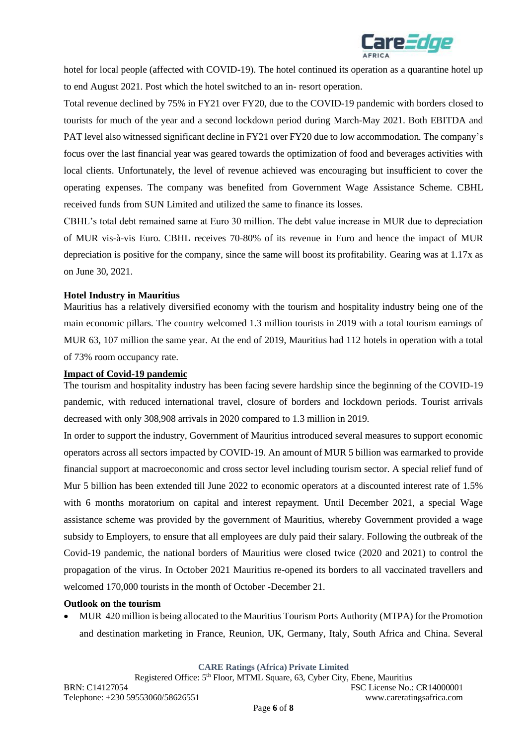hotel for local people (affected with COVID-19). The hotel continued its operation as a quarantine hotel up to end August 2021. Post which the hotel switched to an in- resort operation.

Total revenue declined by 75% in FY21 over FY20, due to the COVID-19 pandemic with borders closed to tourists for much of the year and a second lockdown period during March-May 2021. Both EBITDA and PAT level also witnessed significant decline in FY21 over FY20 due to low accommodation. The company's focus over the last financial year was geared towards the optimization of food and beverages activities with local clients. Unfortunately, the level of revenue achieved was encouraging but insufficient to cover the operating expenses. The company was benefited from Government Wage Assistance Scheme. CBHL received funds from SUN Limited and utilized the same to finance its losses.

CBHL's total debt remained same at Euro 30 million. The debt value increase in MUR due to depreciation of MUR vis-à-vis Euro. CBHL receives 70-80% of its revenue in Euro and hence the impact of MUR depreciation is positive for the company, since the same will boost its profitability. Gearing was at 1.17x as on June 30, 2021.

**Hotel Industry in Mauritius**

Mauritius has a relatively diversified economy with the tourism and hospitality industry being one of the main economic pillars. The country welcomed 1.3 million tourists in 2019 with a total tourism earnings of MUR 63, 107 million the same year. At the end of 2019, Mauritius had 112 hotels in operation with a total of 73% room occupancy rate.

**Impact of Covid-19 pandemic**

The tourism and hospitality industry has been facing severe hardship since the beginning of the COVID-19 pandemic, with reduced international travel, closure of borders and lockdown periods. Tourist arrivals decreased with only 308,908 arrivals in 2020 compared to 1.3 million in 2019.

In order to support the industry, Government of Mauritius introduced several measures to support economic operators across all sectors impacted by COVID-19. An amount of MUR 5 billion was earmarked to provide financial support at macroeconomic and cross sector level including tourism sector. A special relief fund of Mur 5 billion has been extended till June 2022 to economic operators at a discounted interest rate of 1.5% with 6 months moratorium on capital and interest repayment. Until December 2021, a special Wage assistance scheme was provided by the government of Mauritius, whereby Government provided a wage subsidy to Employers, to ensure that all employees are duly paid their salary. Following the outbreak of the Covid-19 pandemic, the national borders of Mauritius were closed twice (2020 and 2021) to control the propagation of the virus. In October 2021 Mauritius re-opened its borders to all vaccinated travellers and welcomed 170,000 tourists in the month of October -December 21.

**Outlook on the tourism**

- MUR 420 million is being allocated to the Mauritius Tourism Ports Authority (MTPA) for the Promotion and destination marketing in France, Reunion, UK, Germany, Italy, South Africa and China. Several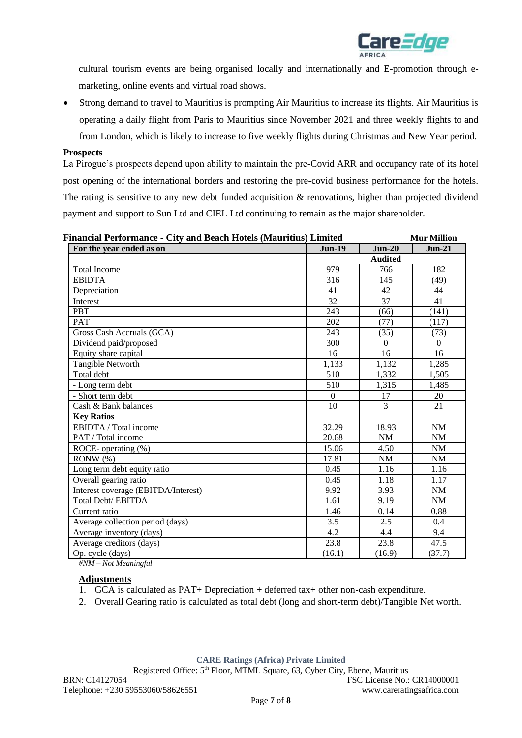cultural tourism events are being organised locally and internationally and E-promotion through e-marketing, online events and virtual road shows.

- Strong demand to travel to Mauritius is prompting Air Mauritius to increase its flights. Air Mauritius is operating a daily flight from Paris to Mauritius since November 2021 and three weekly flights to and from London, which is likely to increase to five weekly flights during Christmas and New Year period.

**Prospects**

La Pirogue's prospects depend upon ability to maintain the pre-Covid ARR and occupancy rate of its hotel post opening of the international borders and restoring the pre-covid business performance for the hotels. The rating is sensitive to any new debt funded acquisition & renovations, higher than projected dividend payment and support to Sun Ltd and CIEL Ltd continuing to remain as the major shareholder.

**Financial Performance - City and Beach Hotels (Mauritius) Limited** — **Mur Million**

| For the year ended as on | Jun-19 | Jun-20 | Jun-21 |
|---|---|---|---|
| | | Audited | |
| Total Income | 979 | 766 | 182 |
| EBIDTA | 316 | 145 | (49) |
| Depreciation | 41 | 42 | 44 |
| Interest | 32 | 37 | 41 |
| PBT | 243 | (66) | (141) |
| PAT | 202 | (77) | (117) |
| Gross Cash Accruals (GCA) | 243 | (35) | (73) |
| Dividend paid/proposed | 300 | 0 | 0 |
| Equity share capital | 16 | 16 | 16 |
| Tangible Networth | 1,133 | 1,132 | 1,285 |
| Total debt | 510 | 1,332 | 1,505 |
| - Long term debt | 510 | 1,315 | 1,485 |
| - Short term debt | 0 | 17 | 20 |
| Cash & Bank balances | 10 | 3 | 21 |
| **Key Ratios** | | | |
| EBIDTA / Total income | 32.29 | 18.93 | NM |
| PAT / Total income | 20.68 | NM | NM |
| ROCE- operating (%) | 15.06 | 4.50 | NM |
| RONW (%) | 17.81 | NM | NM |
| Long term debt equity ratio | 0.45 | 1.16 | 1.16 |
| Overall gearing ratio | 0.45 | 1.18 | 1.17 |
| Interest coverage (EBITDA/Interest) | 9.92 | 3.93 | NM |
| Total Debt/ EBITDA | 1.61 | 9.19 | NM |
| Current ratio | 1.46 | 0.14 | 0.88 |
| Average collection period (days) | 3.5 | 2.5 | 0.4 |
| Average inventory (days) | 4.2 | 4.4 | 9.4 |
| Average creditors (days) | 23.8 | 23.8 | 47.5 |
| Op. cycle (days) | (16.1) | (16.9) | (37.7) |

*#NM – Not Meaningful*

**Adjustments**

1. GCA is calculated as PAT+ Depreciation + deferred tax+ other non-cash expenditure.
2. Overall Gearing ratio is calculated as total debt (long and short-term debt)/Tangible Net worth.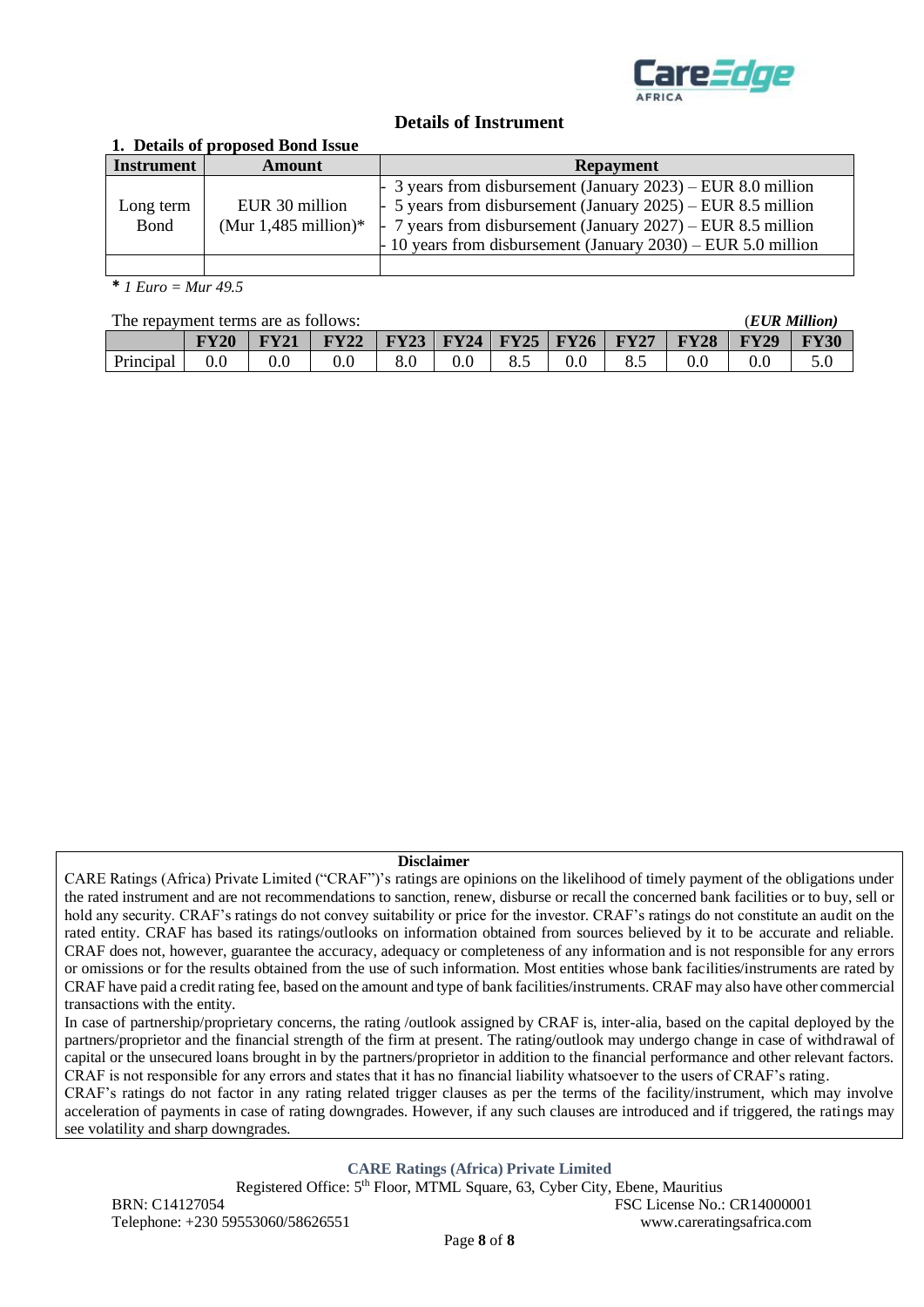## Details of Instrument

### 1. Details of proposed Bond Issue

| Instrument | Amount | Repayment |
|---|---|---|
| Long term Bond | EUR 30 million (Mur 1,485 million)* | - 3 years from disbursement (January 2023) – EUR 8.0 million<br>- 5 years from disbursement (January 2025) – EUR 8.5 million<br>- 7 years from disbursement (January 2027) – EUR 8.5 million<br>- 10 years from disbursement (January 2030) – EUR 5.0 million |
| | | |

*\* 1 Euro = Mur 49.5*

The repayment terms are as follows: (***EUR Million***)

| | FY20 | FY21 | FY22 | FY23 | FY24 | FY25 | FY26 | FY27 | FY28 | FY29 | FY30 |
|---|---|---|---|---|---|---|---|---|---|---|---|
| Principal | 0.0 | 0.0 | 0.0 | 8.0 | 0.0 | 8.5 | 0.0 | 8.5 | 0.0 | 0.0 | 5.0 |

**Disclaimer**

CARE Ratings (Africa) Private Limited ("CRAF")'s ratings are opinions on the likelihood of timely payment of the obligations under the rated instrument and are not recommendations to sanction, renew, disburse or recall the concerned bank facilities or to buy, sell or hold any security. CRAF's ratings do not convey suitability or price for the investor. CRAF's ratings do not constitute an audit on the rated entity. CRAF has based its ratings/outlooks on information obtained from sources believed by it to be accurate and reliable. CRAF does not, however, guarantee the accuracy, adequacy or completeness of any information and is not responsible for any errors or omissions or for the results obtained from the use of such information. Most entities whose bank facilities/instruments are rated by CRAF have paid a credit rating fee, based on the amount and type of bank facilities/instruments. CRAF may also have other commercial transactions with the entity.

In case of partnership/proprietary concerns, the rating /outlook assigned by CRAF is, inter-alia, based on the capital deployed by the partners/proprietor and the financial strength of the firm at present. The rating/outlook may undergo change in case of withdrawal of capital or the unsecured loans brought in by the partners/proprietor in addition to the financial performance and other relevant factors. CRAF is not responsible for any errors and states that it has no financial liability whatsoever to the users of CRAF's rating.

CRAF's ratings do not factor in any rating related trigger clauses as per the terms of the facility/instrument, which may involve acceleration of payments in case of rating downgrades. However, if any such clauses are introduced and if triggered, the ratings may see volatility and sharp downgrades.